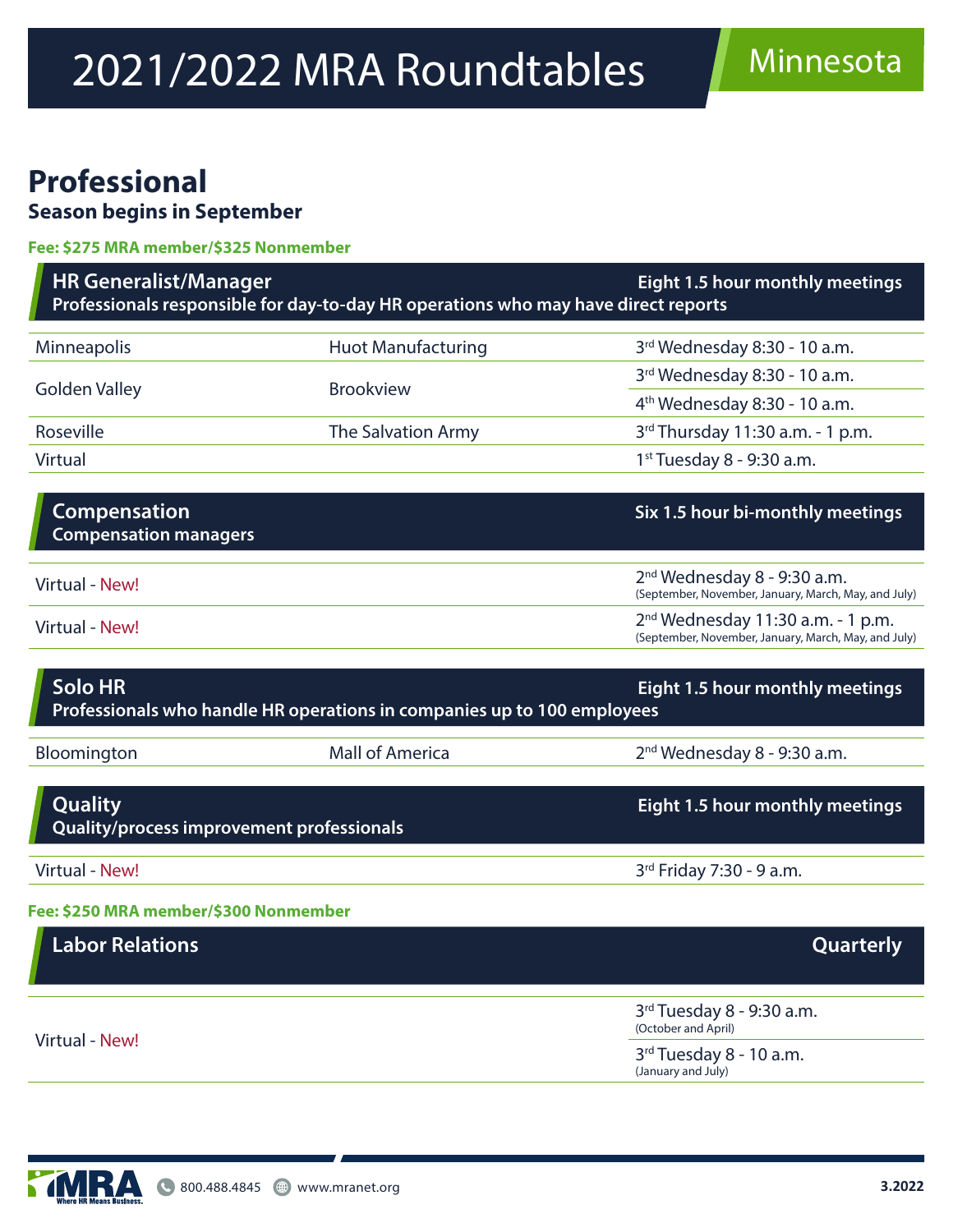# 2021/2022 MRA Roundtables

Minnesota

## Professional

**Season begins in September**

**Fee: $275 MRA member/$325 Nonmember**

### HR Generalist/Manager

**Eight 1.5 hour monthly meetings**

**Professionals responsible for day-to-day HR operations who may have direct reports**

| Location | Host | Schedule |
|---|---|---|
| Minneapolis | Huot Manufacturing | 3rd Wednesday 8:30 - 10 a.m. |
| Golden Valley | Brookview | 3rd Wednesday 8:30 - 10 a.m. |
| | | 4th Wednesday 8:30 - 10 a.m. |
| Roseville | The Salvation Army | 3rd Thursday 11:30 a.m. - 1 p.m. |
| Virtual | | 1st Tuesday 8 - 9:30 a.m. |

### Compensation

**Six 1.5 hour bi-monthly meetings**

**Compensation managers**

| Location | Host | Schedule |
|---|---|---|
| Virtual - New! | | 2nd Wednesday 8 - 9:30 a.m. (September, November, January, March, May, and July) |
| Virtual - New! | | 2nd Wednesday 11:30 a.m. - 1 p.m. (September, November, January, March, May, and July) |

### Solo HR

**Eight 1.5 hour monthly meetings**

**Professionals who handle HR operations in companies up to 100 employees**

| Location | Host | Schedule |
|---|---|---|
| Bloomington | Mall of America | 2nd Wednesday 8 - 9:30 a.m. |

### Quality

**Eight 1.5 hour monthly meetings**

**Quality/process improvement professionals**

| Location | Host | Schedule |
|---|---|---|
| Virtual - New! | | 3rd Friday 7:30 - 9 a.m. |

**Fee: $250 MRA member/$300 Nonmember**

### Labor Relations

**Quarterly**

| Location | Host | Schedule |
|---|---|---|
| Virtual - New! | | 3rd Tuesday 8 - 9:30 a.m. (October and April) |
| | | 3rd Tuesday 8 - 10 a.m. (January and July) |

MRA Where HR Means Business. 800.488.4845 www.mranet.org 3.2022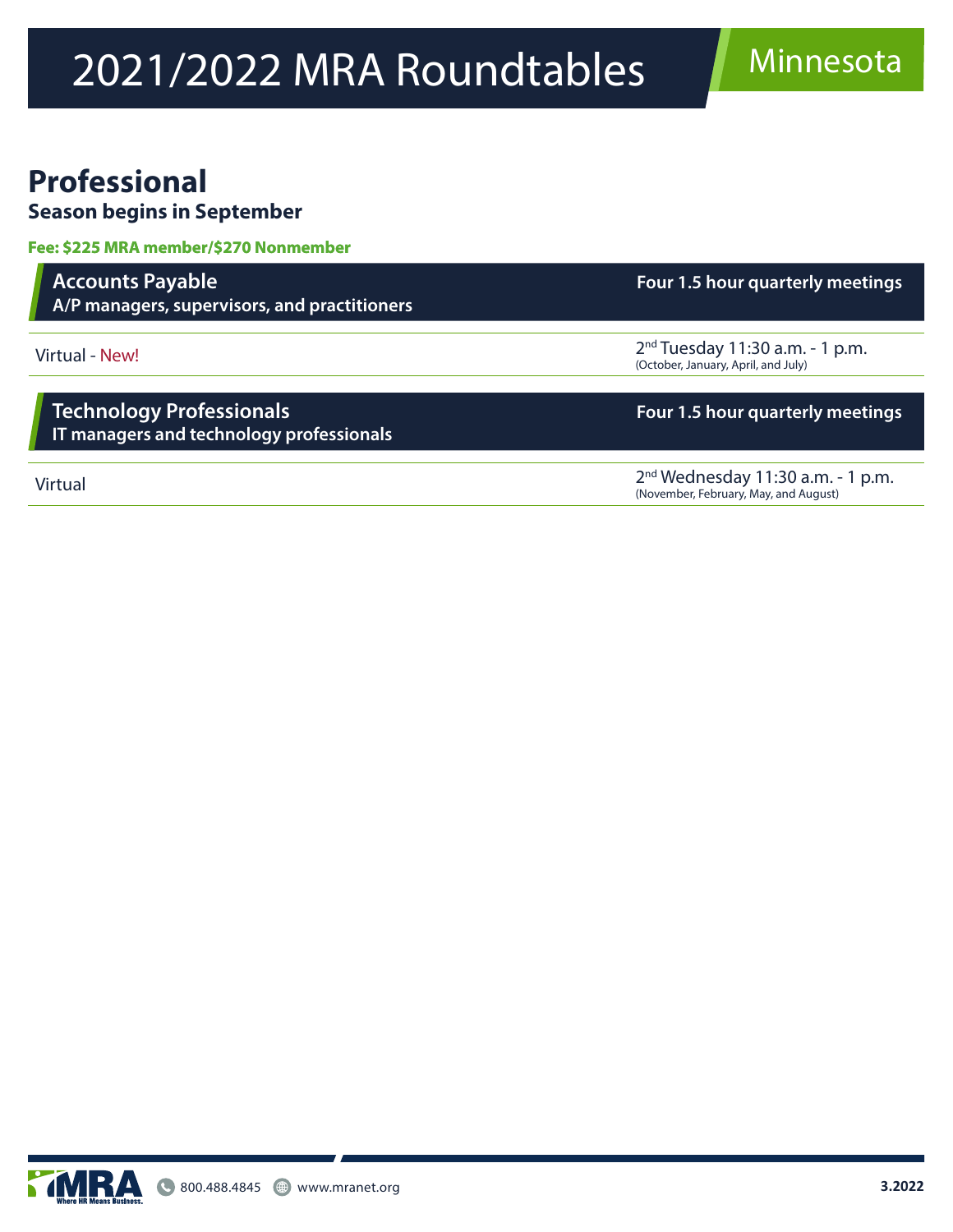# 2021/2022 MRA Roundtables

Minnesota

## Professional

**Season begins in September**

**Fee: $225 MRA member/$270 Nonmember**

### Accounts Payable

**A/P managers, supervisors, and practitioners**

**Four 1.5 hour quarterly meetings**

| | |
|---|---|
| Virtual - New! | 2nd Tuesday 11:30 a.m. - 1 p.m. (October, January, April, and July) |

### Technology Professionals

**IT managers and technology professionals**

**Four 1.5 hour quarterly meetings**

| | |
|---|---|
| Virtual | 2nd Wednesday 11:30 a.m. - 1 p.m. (November, February, May, and August) |

MRA Where HR Means Business. 800.488.4845 www.mranet.org 3.2022